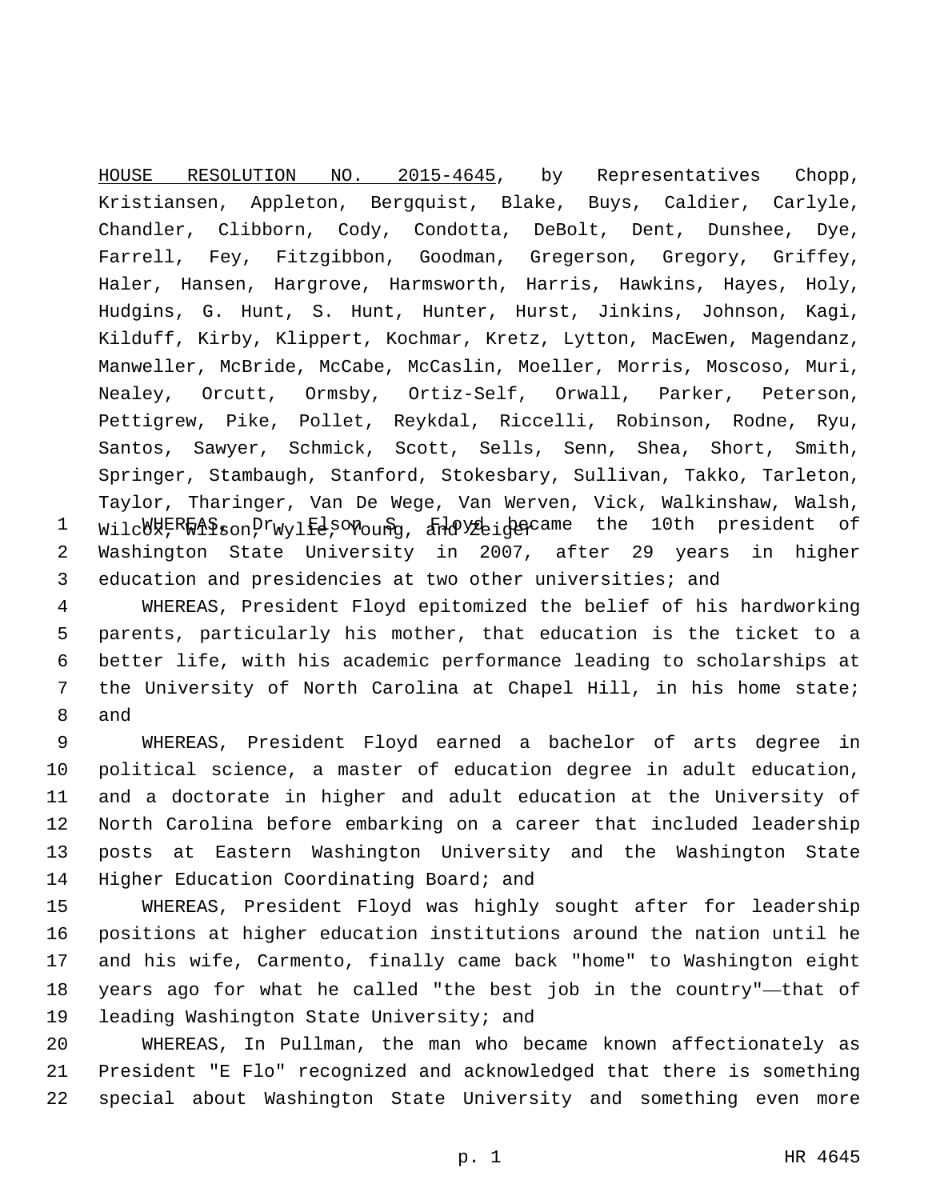HOUSE RESOLUTION NO. 2015-4645, by Representatives Chopp, Kristiansen, Appleton, Bergquist, Blake, Buys, Caldier, Carlyle, Chandler, Clibborn, Cody, Condotta, DeBolt, Dent, Dunshee, Dye, Farrell, Fey, Fitzgibbon, Goodman, Gregerson, Gregory, Griffey, Haler, Hansen, Hargrove, Harmsworth, Harris, Hawkins, Hayes, Holy, Hudgins, G. Hunt, S. Hunt, Hunter, Hurst, Jinkins, Johnson, Kagi, Kilduff, Kirby, Klippert, Kochmar, Kretz, Lytton, MacEwen, Magendanz, Manweller, McBride, McCabe, McCaslin, Moeller, Morris, Moscoso, Muri, Nealey, Orcutt, Ormsby, Ortiz-Self, Orwall, Parker, Peterson, Pettigrew, Pike, Pollet, Reykdal, Riccelli, Robinson, Rodne, Ryu, Santos, Sawyer, Schmick, Scott, Sells, Senn, Shea, Short, Smith, Springer, Stambaugh, Stanford, Stokesbary, Sullivan, Takko, Tarleton, Taylor, Tharinger, Van De Wege, Van Werven, Vick, Walkinshaw, Walsh, Wilcox, Wilson, Wylie, Young, and Zeiger

1 WHEREAS, Dr. Elson S. Floyd became the 10th president of
2 Washington State University in 2007, after 29 years in higher
3 education and presidencies at two other universities; and
4 WHEREAS, President Floyd epitomized the belief of his hardworking
5 parents, particularly his mother, that education is the ticket to a
6 better life, with his academic performance leading to scholarships at
7 the University of North Carolina at Chapel Hill, in his home state;
8 and
9 WHEREAS, President Floyd earned a bachelor of arts degree in
10 political science, a master of education degree in adult education,
11 and a doctorate in higher and adult education at the University of
12 North Carolina before embarking on a career that included leadership
13 posts at Eastern Washington University and the Washington State
14 Higher Education Coordinating Board; and
15 WHEREAS, President Floyd was highly sought after for leadership
16 positions at higher education institutions around the nation until he
17 and his wife, Carmento, finally came back "home" to Washington eight
18 years ago for what he called "the best job in the country"—that of
19 leading Washington State University; and
20 WHEREAS, In Pullman, the man who became known affectionately as
21 President "E Flo" recognized and acknowledged that there is something
22 special about Washington State University and something even more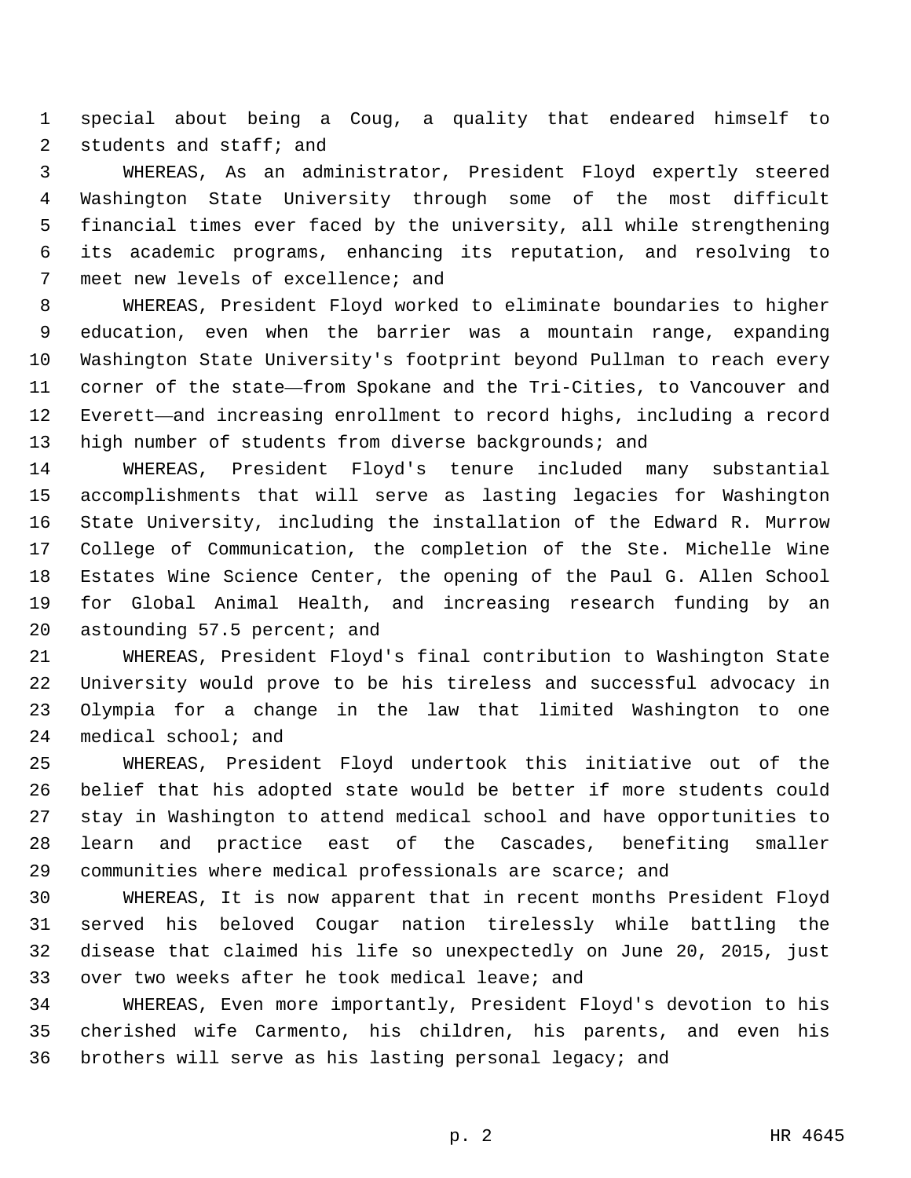special about being a Coug, a quality that endeared himself to students and staff; and

WHEREAS, As an administrator, President Floyd expertly steered Washington State University through some of the most difficult financial times ever faced by the university, all while strengthening its academic programs, enhancing its reputation, and resolving to meet new levels of excellence; and

WHEREAS, President Floyd worked to eliminate boundaries to higher education, even when the barrier was a mountain range, expanding Washington State University's footprint beyond Pullman to reach every corner of the state—from Spokane and the Tri-Cities, to Vancouver and Everett—and increasing enrollment to record highs, including a record high number of students from diverse backgrounds; and

WHEREAS, President Floyd's tenure included many substantial accomplishments that will serve as lasting legacies for Washington State University, including the installation of the Edward R. Murrow College of Communication, the completion of the Ste. Michelle Wine Estates Wine Science Center, the opening of the Paul G. Allen School for Global Animal Health, and increasing research funding by an astounding 57.5 percent; and

WHEREAS, President Floyd's final contribution to Washington State University would prove to be his tireless and successful advocacy in Olympia for a change in the law that limited Washington to one medical school; and

WHEREAS, President Floyd undertook this initiative out of the belief that his adopted state would be better if more students could stay in Washington to attend medical school and have opportunities to learn and practice east of the Cascades, benefiting smaller communities where medical professionals are scarce; and

WHEREAS, It is now apparent that in recent months President Floyd served his beloved Cougar nation tirelessly while battling the disease that claimed his life so unexpectedly on June 20, 2015, just over two weeks after he took medical leave; and

WHEREAS, Even more importantly, President Floyd's devotion to his cherished wife Carmento, his children, his parents, and even his brothers will serve as his lasting personal legacy; and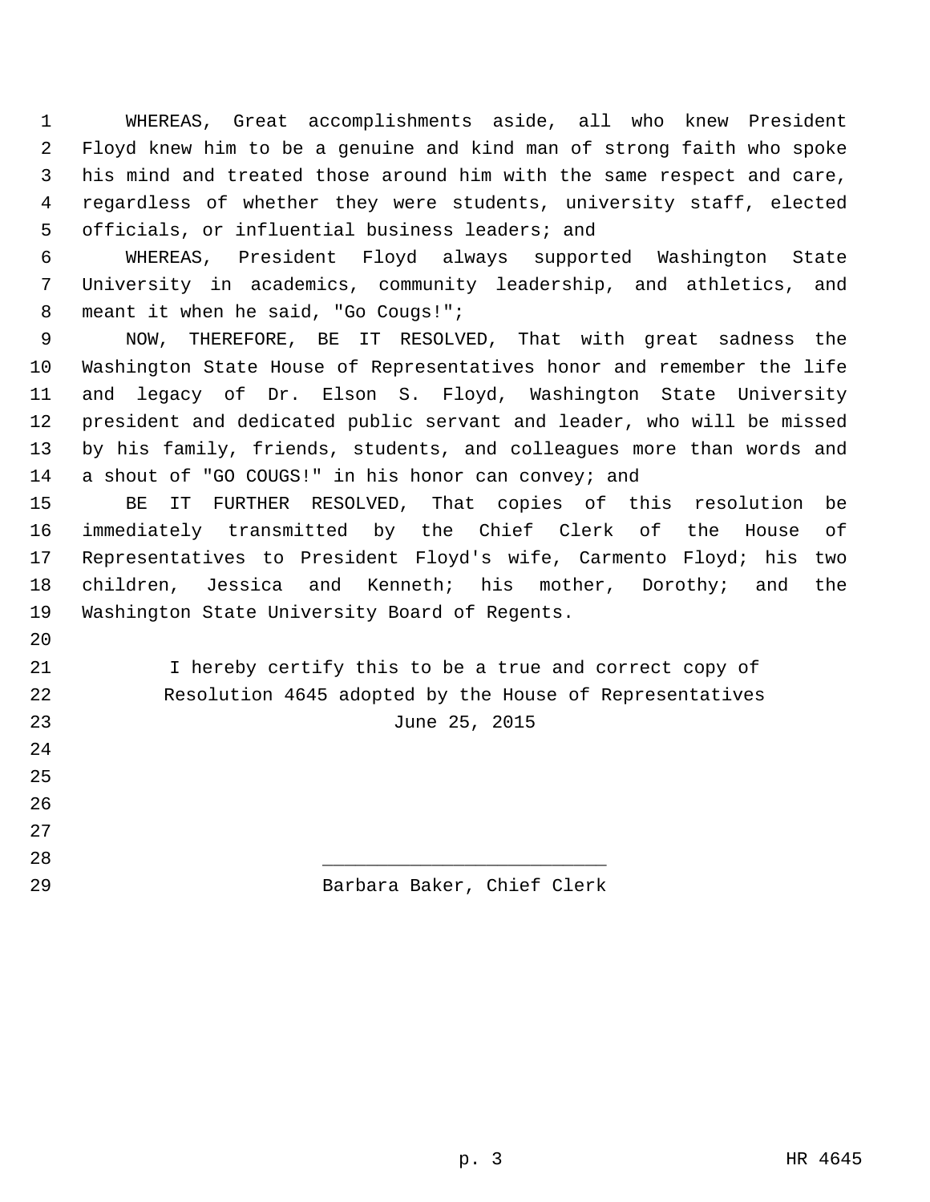WHEREAS, Great accomplishments aside, all who knew President Floyd knew him to be a genuine and kind man of strong faith who spoke his mind and treated those around him with the same respect and care, regardless of whether they were students, university staff, elected officials, or influential business leaders; and

WHEREAS, President Floyd always supported Washington State University in academics, community leadership, and athletics, and meant it when he said, "Go Cougs!";

NOW, THEREFORE, BE IT RESOLVED, That with great sadness the Washington State House of Representatives honor and remember the life and legacy of Dr. Elson S. Floyd, Washington State University president and dedicated public servant and leader, who will be missed by his family, friends, students, and colleagues more than words and a shout of "GO COUGS!" in his honor can convey; and

BE IT FURTHER RESOLVED, That copies of this resolution be immediately transmitted by the Chief Clerk of the House of Representatives to President Floyd's wife, Carmento Floyd; his two children, Jessica and Kenneth; his mother, Dorothy; and the Washington State University Board of Regents.

I hereby certify this to be a true and correct copy of
Resolution 4645 adopted by the House of Representatives
June 25, 2015

___________________________

Barbara Baker, Chief Clerk